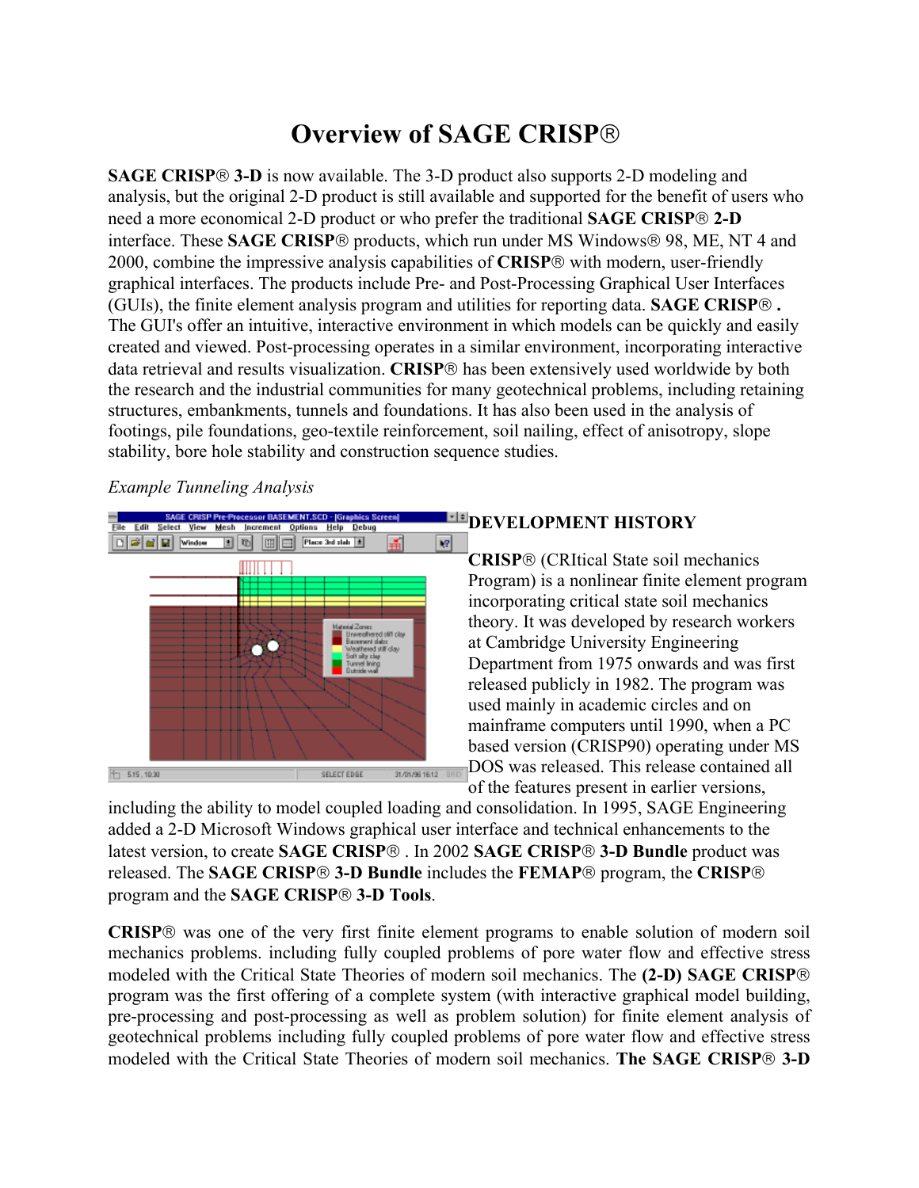# Overview of SAGE CRISP®

**SAGE CRISP® 3-D** is now available. The 3-D product also supports 2-D modeling and analysis, but the original 2-D product is still available and supported for the benefit of users who need a more economical 2-D product or who prefer the traditional **SAGE CRISP® 2-D** interface. These **SAGE CRISP®** products, which run under MS Windows® 98, ME, NT 4 and 2000, combine the impressive analysis capabilities of **CRISP®** with modern, user-friendly graphical interfaces. The products include Pre- and Post-Processing Graphical User Interfaces (GUIs), the finite element analysis program and utilities for reporting data. **SAGE CRISP® .** The GUI's offer an intuitive, interactive environment in which models can be quickly and easily created and viewed. Post-processing operates in a similar environment, incorporating interactive data retrieval and results visualization. **CRISP®** has been extensively used worldwide by both the research and the industrial communities for many geotechnical problems, including retaining structures, embankments, tunnels and foundations. It has also been used in the analysis of footings, pile foundations, geo-textile reinforcement, soil nailing, effect of anisotropy, slope stability, bore hole stability and construction sequence studies.

*Example Tunneling Analysis*

## DEVELOPMENT HISTORY

**CRISP®** (CRItical State soil mechanics Program) is a nonlinear finite element program incorporating critical state soil mechanics theory. It was developed by research workers at Cambridge University Engineering Department from 1975 onwards and was first released publicly in 1982. The program was used mainly in academic circles and on mainframe computers until 1990, when a PC based version (CRISP90) operating under MS DOS was released. This release contained all of the features present in earlier versions, including the ability to model coupled loading and consolidation. In 1995, SAGE Engineering added a 2-D Microsoft Windows graphical user interface and technical enhancements to the latest version, to create **SAGE CRISP®** . In 2002 **SAGE CRISP® 3-D Bundle** product was released. The **SAGE CRISP® 3-D Bundle** includes the **FEMAP®** program, the **CRISP®** program and the **SAGE CRISP® 3-D Tools**.

**CRISP®** was one of the very first finite element programs to enable solution of modern soil mechanics problems. including fully coupled problems of pore water flow and effective stress modeled with the Critical State Theories of modern soil mechanics. The **(2-D) SAGE CRISP®** program was the first offering of a complete system (with interactive graphical model building, pre-processing and post-processing as well as problem solution) for finite element analysis of geotechnical problems including fully coupled problems of pore water flow and effective stress modeled with the Critical State Theories of modern soil mechanics. **The SAGE CRISP® 3-D**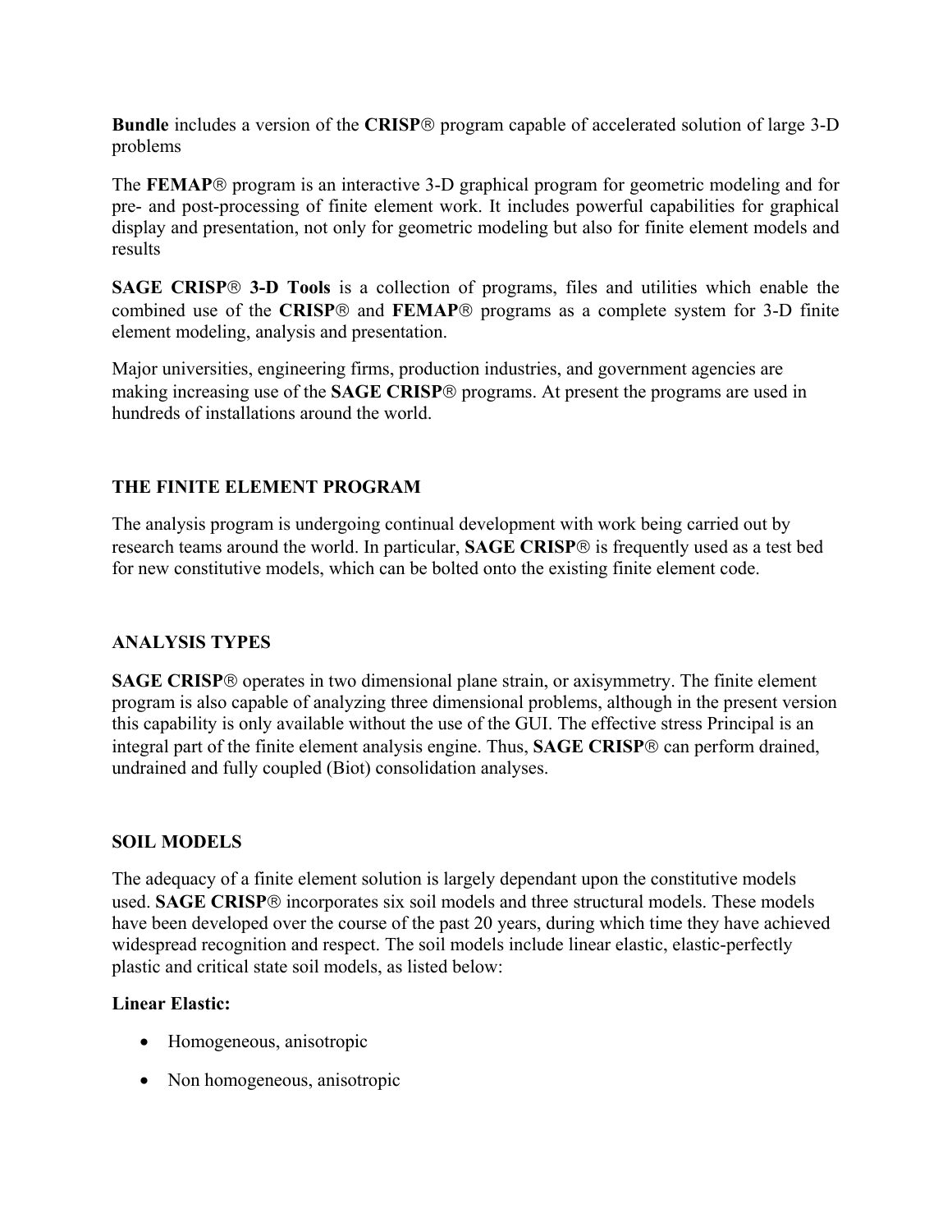**Bundle** includes a version of the **CRISP**® program capable of accelerated solution of large 3-D problems

The **FEMAP**® program is an interactive 3-D graphical program for geometric modeling and for pre- and post-processing of finite element work. It includes powerful capabilities for graphical display and presentation, not only for geometric modeling but also for finite element models and results

**SAGE CRISP**® **3-D Tools** is a collection of programs, files and utilities which enable the combined use of the **CRISP**® and **FEMAP**® programs as a complete system for 3-D finite element modeling, analysis and presentation.

Major universities, engineering firms, production industries, and government agencies are making increasing use of the **SAGE CRISP**® programs. At present the programs are used in hundreds of installations around the world.

## THE FINITE ELEMENT PROGRAM

The analysis program is undergoing continual development with work being carried out by research teams around the world. In particular, **SAGE CRISP**® is frequently used as a test bed for new constitutive models, which can be bolted onto the existing finite element code.

## ANALYSIS TYPES

**SAGE CRISP**® operates in two dimensional plane strain, or axisymmetry. The finite element program is also capable of analyzing three dimensional problems, although in the present version this capability is only available without the use of the GUI. The effective stress Principal is an integral part of the finite element analysis engine. Thus, **SAGE CRISP**® can perform drained, undrained and fully coupled (Biot) consolidation analyses.

## SOIL MODELS

The adequacy of a finite element solution is largely dependant upon the constitutive models used. **SAGE CRISP**® incorporates six soil models and three structural models. These models have been developed over the course of the past 20 years, during which time they have achieved widespread recognition and respect. The soil models include linear elastic, elastic-perfectly plastic and critical state soil models, as listed below:

**Linear Elastic:**

- Homogeneous, anisotropic
- Non homogeneous, anisotropic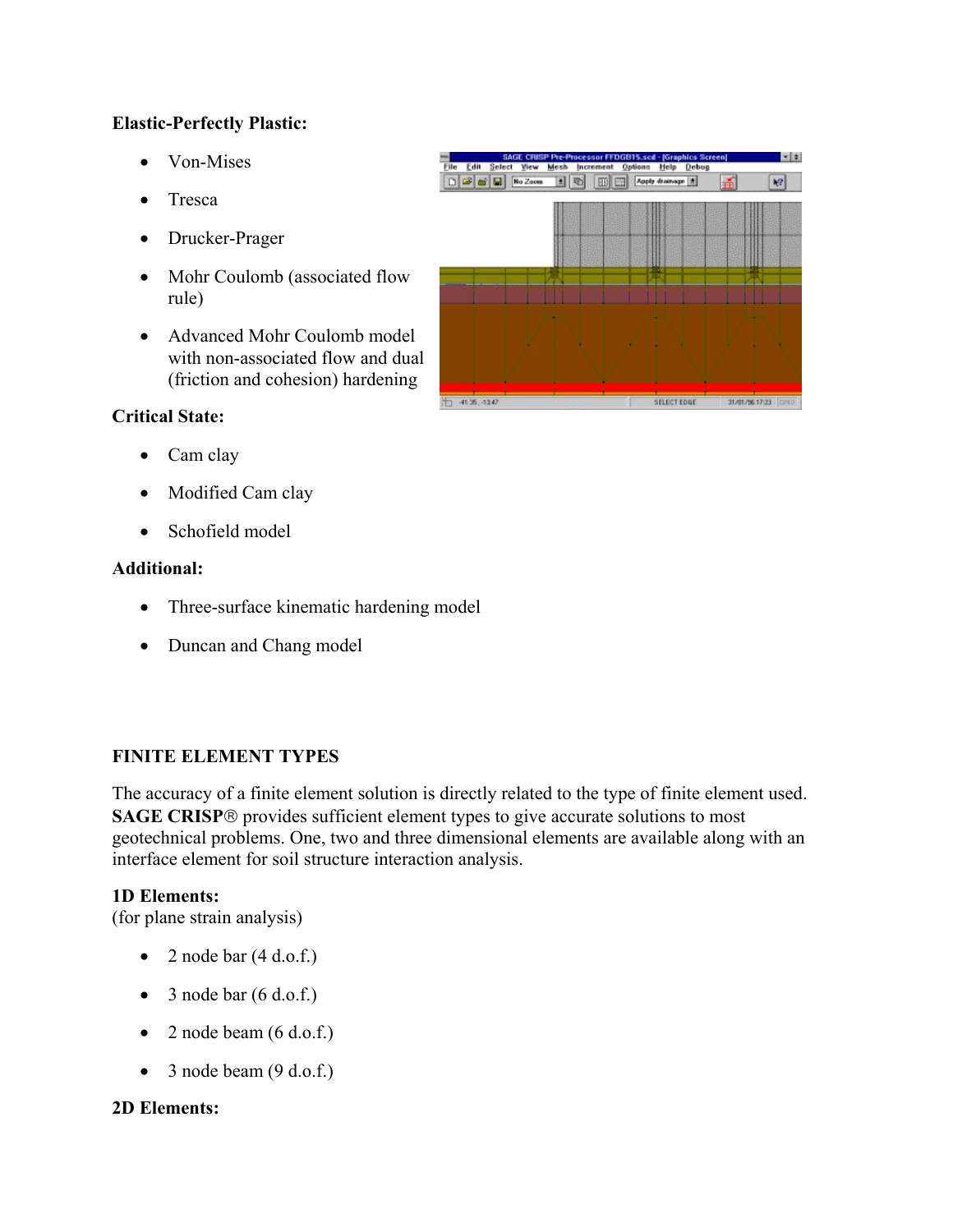**Elastic-Perfectly Plastic:**

- Von-Mises
- Tresca
- Drucker-Prager
- Mohr Coulomb (associated flow rule)
- Advanced Mohr Coulomb model with non-associated flow and dual (friction and cohesion) hardening

**Critical State:**

- Cam clay
- Modified Cam clay
- Schofield model

**Additional:**

- Three-surface kinematic hardening model
- Duncan and Chang model

## FINITE ELEMENT TYPES

The accuracy of a finite element solution is directly related to the type of finite element used. **SAGE CRISP**® provides sufficient element types to give accurate solutions to most geotechnical problems. One, two and three dimensional elements are available along with an interface element for soil structure interaction analysis.

**1D Elements:**
(for plane strain analysis)

- 2 node bar (4 d.o.f.)
- 3 node bar (6 d.o.f.)
- 2 node beam (6 d.o.f.)
- 3 node beam (9 d.o.f.)

**2D Elements:**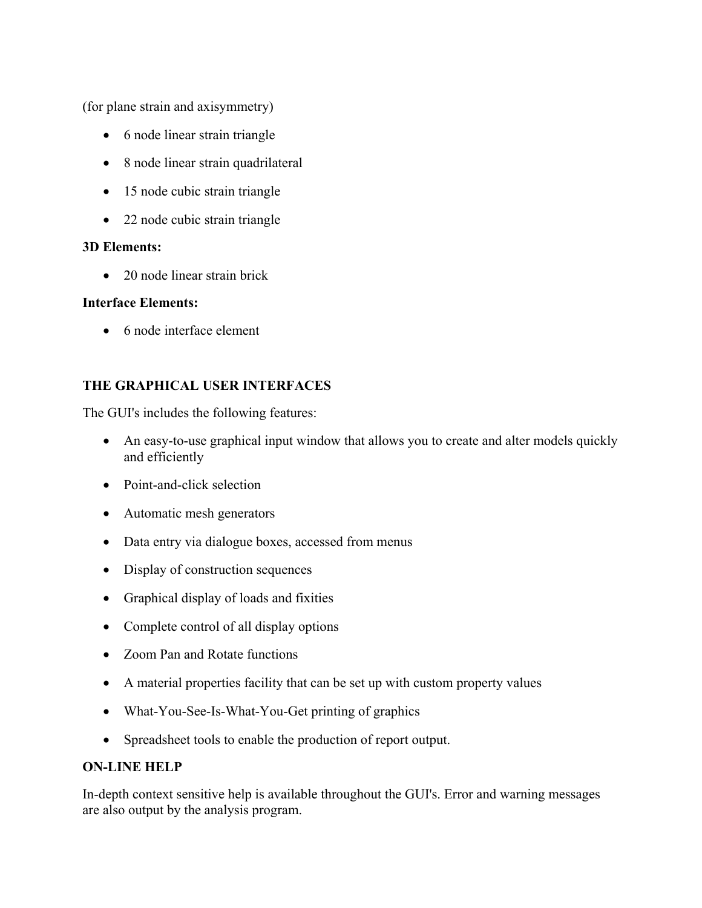(for plane strain and axisymmetry)

- 6 node linear strain triangle
- 8 node linear strain quadrilateral
- 15 node cubic strain triangle
- 22 node cubic strain triangle

**3D Elements:**

- 20 node linear strain brick

**Interface Elements:**

- 6 node interface element

**THE GRAPHICAL USER INTERFACES**

The GUI's includes the following features:

- An easy-to-use graphical input window that allows you to create and alter models quickly and efficiently
- Point-and-click selection
- Automatic mesh generators
- Data entry via dialogue boxes, accessed from menus
- Display of construction sequences
- Graphical display of loads and fixities
- Complete control of all display options
- Zoom Pan and Rotate functions
- A material properties facility that can be set up with custom property values
- What-You-See-Is-What-You-Get printing of graphics
- Spreadsheet tools to enable the production of report output.

**ON-LINE HELP**

In-depth context sensitive help is available throughout the GUI's. Error and warning messages are also output by the analysis program.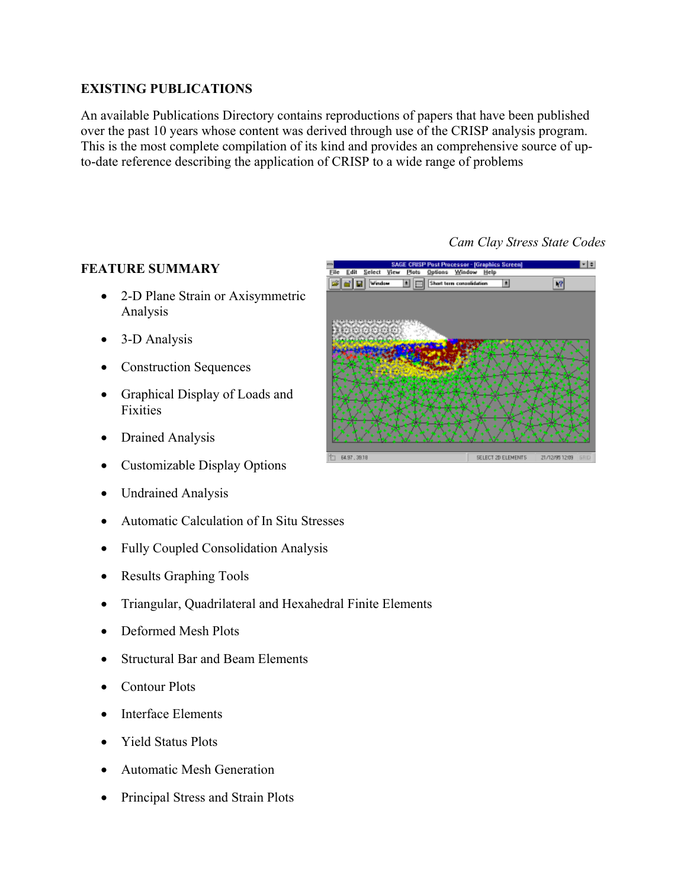## EXISTING PUBLICATIONS

An available Publications Directory contains reproductions of papers that have been published over the past 10 years whose content was derived through use of the CRISP analysis program. This is the most complete compilation of its kind and provides an comprehensive source of up-to-date reference describing the application of CRISP to a wide range of problems

*Cam Clay Stress State Codes*

## FEATURE SUMMARY

- 2-D Plane Strain or Axisymmetric Analysis
- 3-D Analysis
- Construction Sequences
- Graphical Display of Loads and Fixities
- Drained Analysis
- Customizable Display Options
- Undrained Analysis
- Automatic Calculation of In Situ Stresses
- Fully Coupled Consolidation Analysis
- Results Graphing Tools
- Triangular, Quadrilateral and Hexahedral Finite Elements
- Deformed Mesh Plots
- Structural Bar and Beam Elements
- Contour Plots
- Interface Elements
- Yield Status Plots
- Automatic Mesh Generation
- Principal Stress and Strain Plots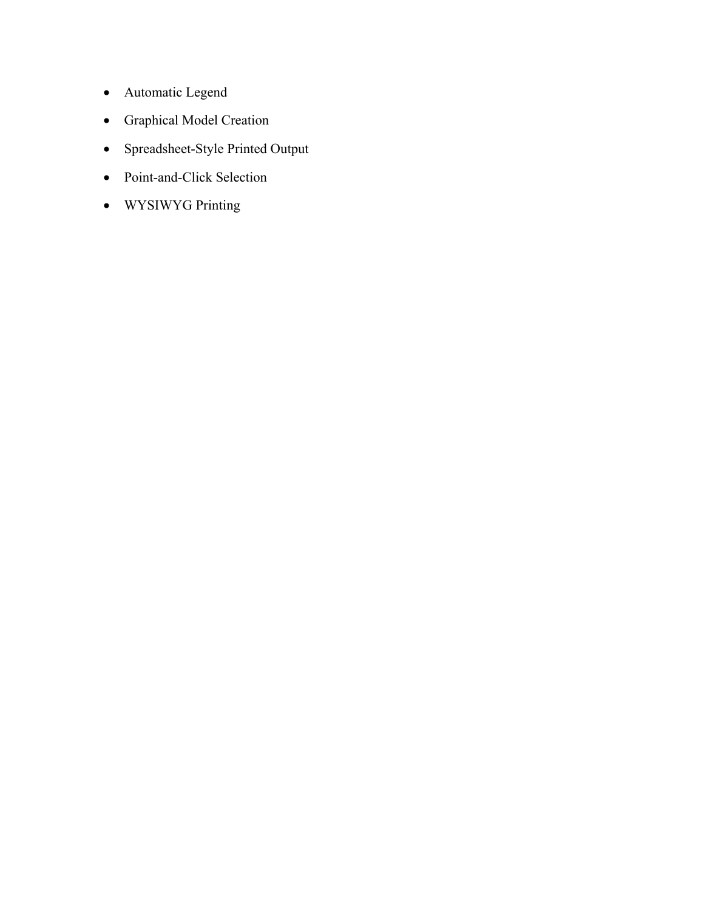- Automatic Legend
- Graphical Model Creation
- Spreadsheet-Style Printed Output
- Point-and-Click Selection
- WYSIWYG Printing